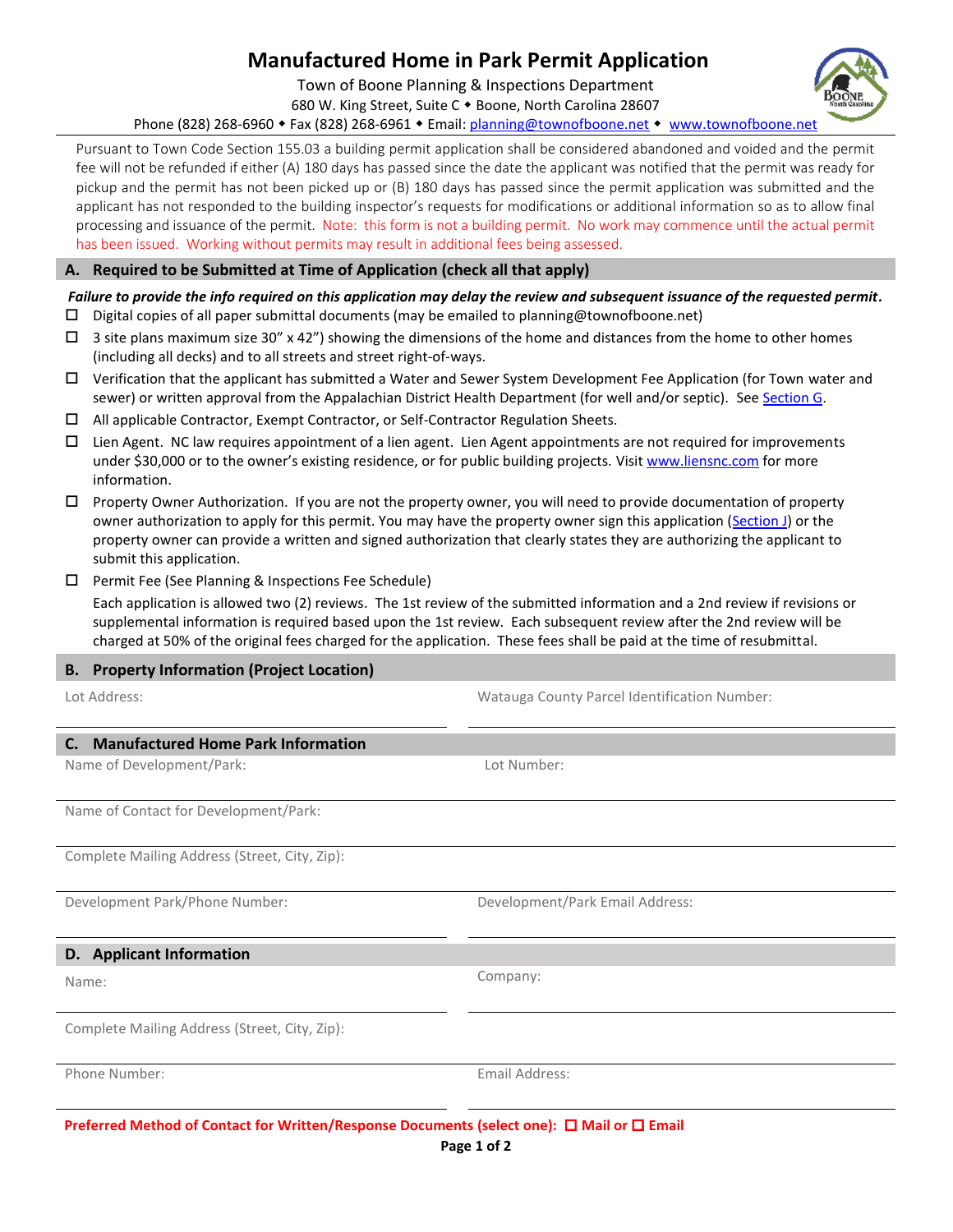# Manufactured Home in Park Permit Application

Town of Boone Planning & Inspections Department
680 W. King Street, Suite C ◆ Boone, North Carolina 28607
Phone (828) 268-6960 ◆ Fax (828) 268-6961 ◆ Email: planning@townofboone.net ◆ www.townofboone.net

Pursuant to Town Code Section 155.03 a building permit application shall be considered abandoned and voided and the permit fee will not be refunded if either (A) 180 days has passed since the date the applicant was notified that the permit was ready for pickup and the permit has not been picked up or (B) 180 days has passed since the permit application was submitted and the applicant has not responded to the building inspector's requests for modifications or additional information so as to allow final processing and issuance of the permit. Note: this form is not a building permit. No work may commence until the actual permit has been issued. Working without permits may result in additional fees being assessed.

## A. Required to be Submitted at Time of Application (check all that apply)

***Failure to provide the info required on this application may delay the review and subsequent issuance of the requested permit.***

- ☐ Digital copies of all paper submittal documents (may be emailed to planning@townofboone.net)
- ☐ 3 site plans maximum size 30" x 42") showing the dimensions of the home and distances from the home to other homes (including all decks) and to all streets and street right-of-ways.
- ☐ Verification that the applicant has submitted a Water and Sewer System Development Fee Application (for Town water and sewer) or written approval from the Appalachian District Health Department (for well and/or septic). See Section G.
- ☐ All applicable Contractor, Exempt Contractor, or Self-Contractor Regulation Sheets.
- ☐ Lien Agent. NC law requires appointment of a lien agent. Lien Agent appointments are not required for improvements under $30,000 or to the owner's existing residence, or for public building projects. Visit www.liensnc.com for more information.
- ☐ Property Owner Authorization. If you are not the property owner, you will need to provide documentation of property owner authorization to apply for this permit. You may have the property owner sign this application (Section J) or the property owner can provide a written and signed authorization that clearly states they are authorizing the applicant to submit this application.
- ☐ Permit Fee (See Planning & Inspections Fee Schedule)

  Each application is allowed two (2) reviews. The 1st review of the submitted information and a 2nd review if revisions or supplemental information is required based upon the 1st review. Each subsequent review after the 2nd review will be charged at 50% of the original fees charged for the application. These fees shall be paid at the time of resubmittal.

## B. Property Information (Project Location)

Lot Address: ____________________ Watauga County Parcel Identification Number: ____________________

## C. Manufactured Home Park Information

Name of Development/Park: ____________________ Lot Number: ____________________

Name of Contact for Development/Park: ____________________

Complete Mailing Address (Street, City, Zip): ____________________

Development Park/Phone Number: ____________________ Development/Park Email Address: ____________________

## D. Applicant Information

Name: ____________________ Company: ____________________

Complete Mailing Address (Street, City, Zip): ____________________

Phone Number: ____________________ Email Address: ____________________

**Preferred Method of Contact for Written/Response Documents (select one): ☐ Mail or ☐ Email**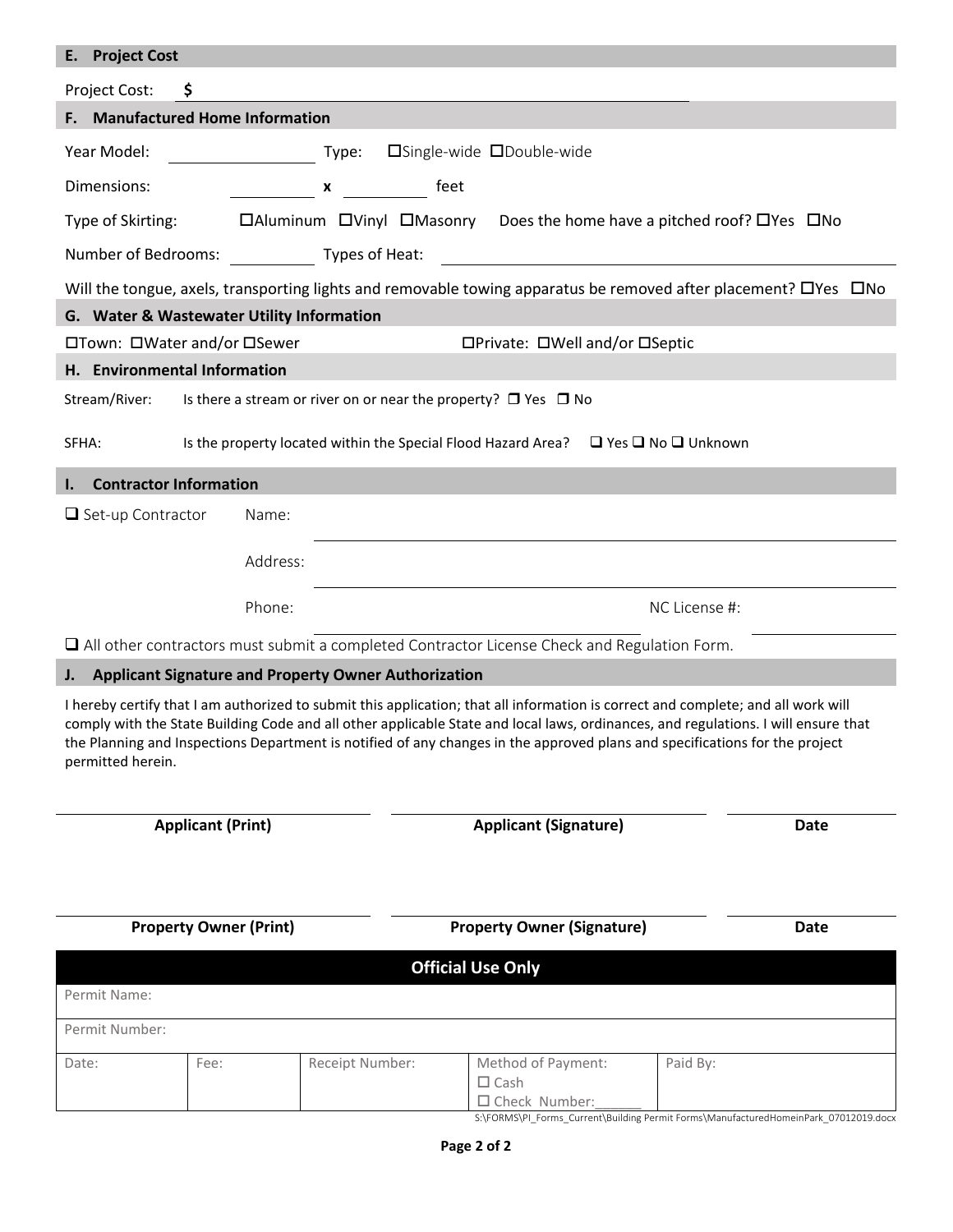## E. Project Cost

Project Cost: $ ______________________________

## F. Manufactured Home Information

Year Model: ______________ Type: ☐Single-wide ☐Double-wide

Dimensions: __________ x __________ feet

Type of Skirting: ☐Aluminum ☐Vinyl ☐Masonry Does the home have a pitched roof? ☐Yes ☐No

Number of Bedrooms: __________ Types of Heat: ______________________________

Will the tongue, axels, transporting lights and removable towing apparatus be removed after placement? ☐Yes ☐No

## G. Water & Wastewater Utility Information

☐Town: ☐Water and/or ☐Sewer ☐Private: ☐Well and/or ☐Septic

## H. Environmental Information

Stream/River: Is there a stream or river on or near the property? ☐ Yes ☐ No

SFHA: Is the property located within the Special Flood Hazard Area? ☐ Yes ☐ No ☐ Unknown

## I. Contractor Information

☐ Set-up Contractor Name: ______________________________

Address: ______________________________

Phone: ______________________________ NC License #: ______________

☐ All other contractors must submit a completed Contractor License Check and Regulation Form.

## J. Applicant Signature and Property Owner Authorization

I hereby certify that I am authorized to submit this application; that all information is correct and complete; and all work will comply with the State Building Code and all other applicable State and local laws, ordinances, and regulations. I will ensure that the Planning and Inspections Department is notified of any changes in the approved plans and specifications for the project permitted herein.

| | | |
|---|---|---|
| **Applicant (Print)** | **Applicant (Signature)** | **Date** |
| **Property Owner (Print)** | **Property Owner (Signature)** | **Date** |

## Official Use Only

| | | | | |
|---|---|---|---|---|
| Permit Name: | | | | |
| Permit Number: | | | | |
| Date: | Fee: | Receipt Number: | Method of Payment: ☐ Cash ☐ Check Number:______ | Paid By: |

S:\FORMS\PI_Forms_Current\Building Permit Forms\ManufacturedHomeinPark_07012019.docx